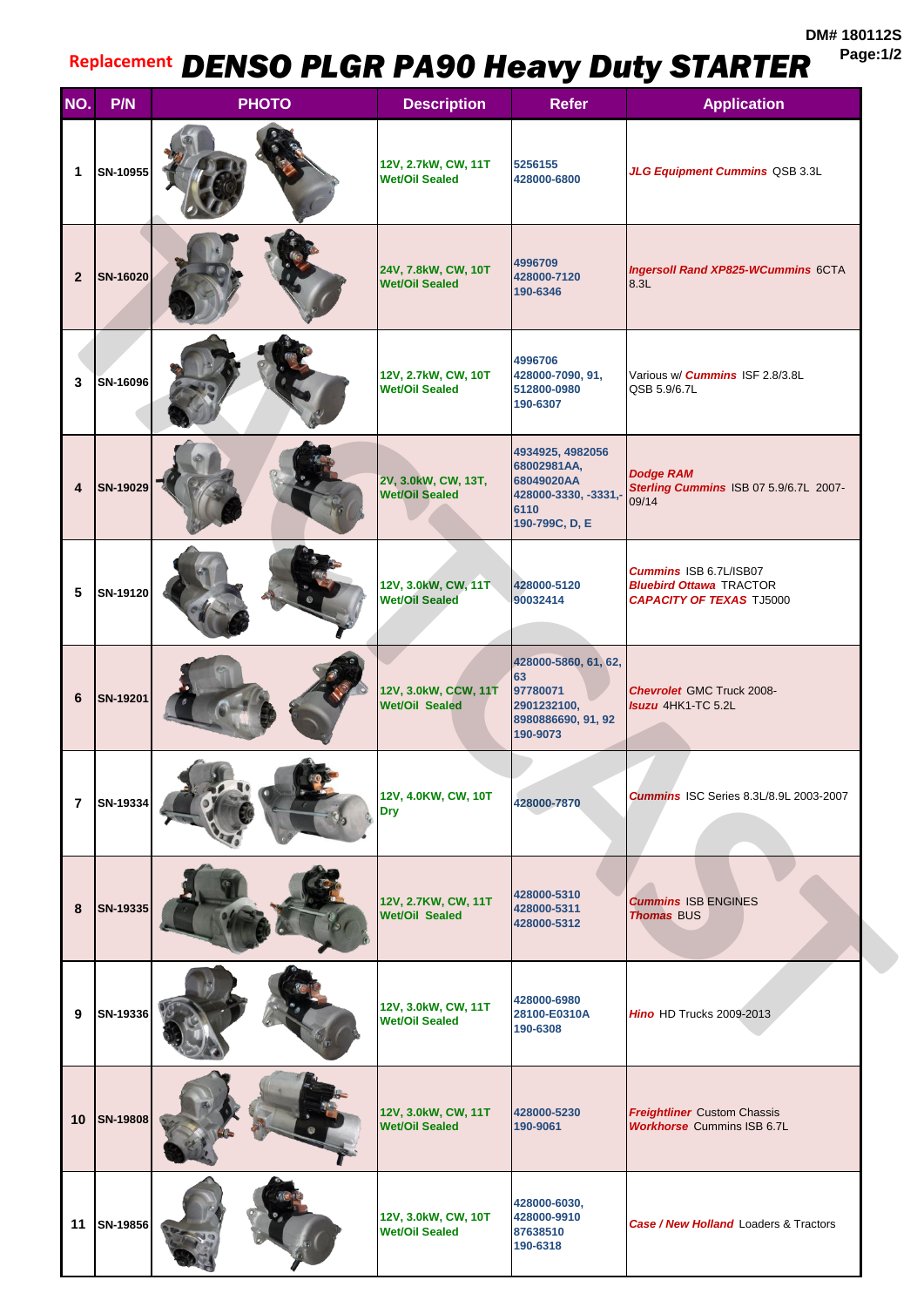DM# 180112S

# Replacement DENSO PLGR PA90 Heavy Duty STARTER

| NO. | P/N | PHOTO | Description | Refer | Application |
|---|---|---|---|---|---|
| 1 | SN-10955 | | 12V, 2.7kW, CW, 11T Wet/Oil Sealed | 5256155<br>428000-6800 | *JLG Equipment Cummins* QSB 3.3L |
| 2 | SN-16020 | | 24V, 7.8kW, CW, 10T Wet/Oil Sealed | 4996709<br>428000-7120<br>190-6346 | *Ingersoll Rand XP825-WCummins* 6CTA 8.3L |
| 3 | SN-16096 | | 12V, 2.7kW, CW, 10T Wet/Oil Sealed | 4996706<br>428000-7090, 91,<br>512800-0980<br>190-6307 | Various w/ *Cummins* ISF 2.8/3.8L QSB 5.9/6.7L |
| 4 | SN-19029 | | 2V, 3.0kW, CW, 13T, Wet/Oil Sealed | 4934925, 4982056<br>68002981AA,<br>68049020AA<br>428000-3330, -3331,-6110<br>190-799C, D, E | *Dodge RAM*<br>*Sterling Cummins* ISB 07 5.9/6.7L 2007-09/14 |
| 5 | SN-19120 | | 12V, 3.0kW, CW, 11T Wet/Oil Sealed | 428000-5120<br>90032414 | *Cummins* ISB 6.7L/ISB07<br>*Bluebird Ottawa* TRACTOR<br>*CAPACITY OF TEXAS* TJ5000 |
| 6 | SN-19201 | | 12V, 3.0kW, CCW, 11T Wet/Oil Sealed | 428000-5860, 61, 62, 63<br>97780071<br>2901232100,<br>8980886690, 91, 92<br>190-9073 | *Chevrolet* GMC Truck 2008-<br>*Isuzu* 4HK1-TC 5.2L |
| 7 | SN-19334 | | 12V, 4.0KW, CW, 10T Dry | 428000-7870 | *Cummins* ISC Series 8.3L/8.9L 2003-2007 |
| 8 | SN-19335 | | 12V, 2.7KW, CW, 11T Wet/Oil Sealed | 428000-5310<br>428000-5311<br>428000-5312 | *Cummins* ISB ENGINES<br>*Thomas* BUS |
| 9 | SN-19336 | | 12V, 3.0kW, CW, 11T Wet/Oil Sealed | 428000-6980<br>28100-E0310A<br>190-6308 | *Hino* HD Trucks 2009-2013 |
| 10 | SN-19808 | | 12V, 3.0kW, CW, 11T Wet/Oil Sealed | 428000-5230<br>190-9061 | *Freightliner* Custom Chassis<br>*Workhorse* Cummins ISB 6.7L |
| 11 | SN-19856 | | 12V, 3.0kW, CW, 10T Wet/Oil Sealed | 428000-6030,<br>428000-9910<br>87638510<br>190-6318 | *Case / New Holland* Loaders & Tractors |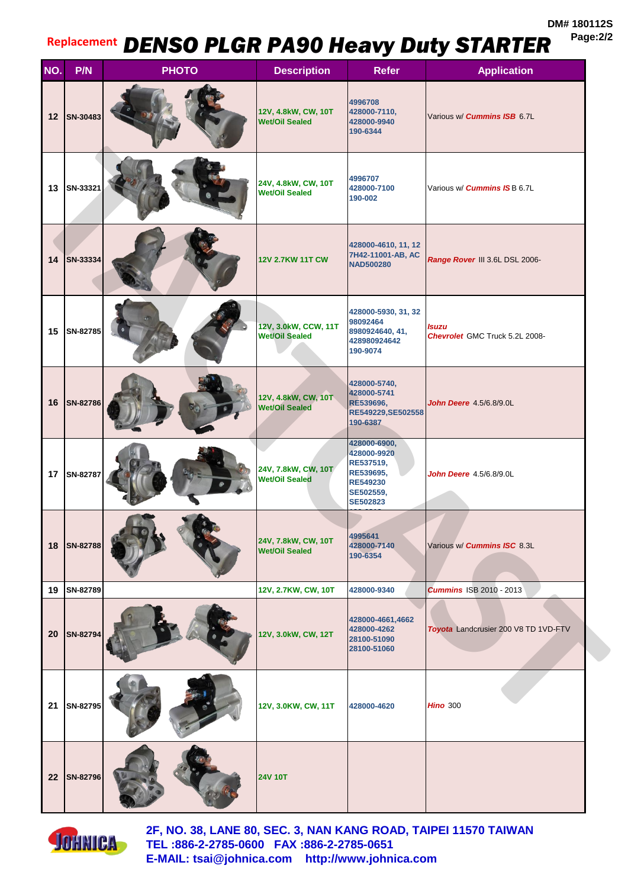DM# 180112S

# Replacement *DENSO PLGR PA90 Heavy Duty STARTER*

| NO. | P/N | PHOTO | Description | Refer | Application |
|---|---|---|---|---|---|
| 12 | SN-30483 | | 12V, 4.8kW, CW, 10T Wet/Oil Sealed | 4996708 428000-7110, 428000-9940 190-6344 | Various w/ ***Cummins ISB*** 6.7L |
| 13 | SN-33321 | | 24V, 4.8kW, CW, 10T Wet/Oil Sealed | 4996707 428000-7100 190-002 | Various w/ ***Cummins IS*** B 6.7L |
| 14 | SN-33334 | | 12V 2.7KW 11T CW | 428000-4610, 11, 12 7H42-11001-AB, AC NAD500280 | ***Range Rover*** III 3.6L DSL 2006- |
| 15 | SN-82785 | | 12V, 3.0kW, CCW, 11T Wet/Oil Sealed | 428000-5930, 31, 32 98092464 8980924640, 41, 428980924642 190-9074 | ***Isuzu*** ***Chevrolet*** GMC Truck 5.2L 2008- |
| 16 | SN-82786 | | 12V, 4.8kW, CW, 10T Wet/Oil Sealed | 428000-5740, 428000-5741 RE539696, RE549229,SE502558 190-6387 | ***John Deere*** 4.5/6.8/9.0L |
| 17 | SN-82787 | | 24V, 7.8kW, CW, 10T Wet/Oil Sealed | 428000-6900, 428000-9920 RE537519, RE539695, RE549230 SE502559, SE502823 | ***John Deere*** 4.5/6.8/9.0L |
| 18 | SN-82788 | | 24V, 7.8kW, CW, 10T Wet/Oil Sealed | 4995641 428000-7140 190-6354 | Various w/ ***Cummins ISC*** 8.3L |
| 19 | SN-82789 | | 12V, 2.7KW, CW, 10T | 428000-9340 | ***Cummins*** ISB 2010 - 2013 |
| 20 | SN-82794 | | 12V, 3.0kW, CW, 12T | 428000-4661,4662 428000-4262 28100-51090 28100-51060 | ***Toyota*** Landcrusier 200 V8 TD 1VD-FTV |
| 21 | SN-82795 | | 12V, 3.0KW, CW, 11T | 428000-4620 | ***Hino*** 300 |
| 22 | SN-82796 | | 24V 10T | | |

JOHNICA

**2F, NO. 38, LANE 80, SEC. 3, NAN KANG ROAD, TAIPEI 11570 TAIWAN**
**TEL :886-2-2785-0600 FAX :886-2-2785-0651**
**E-MAIL: tsai@johnica.com http://www.johnica.com**